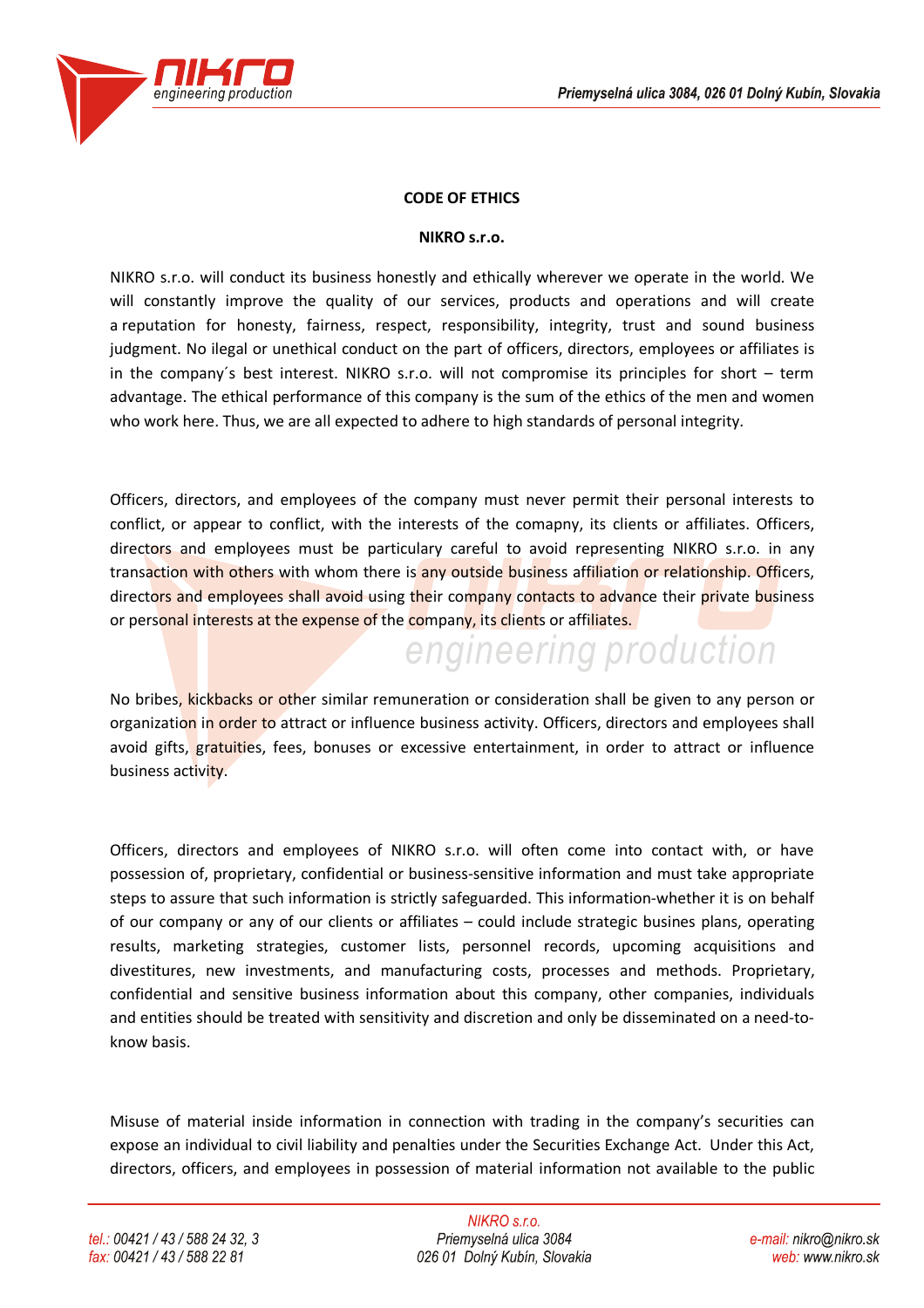**CODE OF ETHICS**

**NIKRO s.r.o.**

NIKRO s.r.o. will conduct its business honestly and ethically wherever we operate in the world. We will constantly improve the quality of our services, products and operations and will create a reputation for honesty, fairness, respect, responsibility, integrity, trust and sound business judgment. No ilegal or unethical conduct on the part of officers, directors, employees or affiliates is in the company´s best interest. NIKRO s.r.o. will not compromise its principles for short – term advantage. The ethical performance of this company is the sum of the ethics of the men and women who work here. Thus, we are all expected to adhere to high standards of personal integrity.

Officers, directors, and employees of the company must never permit their personal interests to conflict, or appear to conflict, with the interests of the comapny, its clients or affiliates. Officers, directors and employees must be particulary careful to avoid representing NIKRO s.r.o. in any transaction with others with whom there is any outside business affiliation or relationship. Officers, directors and employees shall avoid using their company contacts to advance their private business or personal interests at the expense of the company, its clients or affiliates.

No bribes, kickbacks or other similar remuneration or consideration shall be given to any person or organization in order to attract or influence business activity. Officers, directors and employees shall avoid gifts, gratuities, fees, bonuses or excessive entertainment, in order to attract or influence business activity.

Officers, directors and employees of NIKRO s.r.o. will often come into contact with, or have possession of, proprietary, confidential or business-sensitive information and must take appropriate steps to assure that such information is strictly safeguarded. This information-whether it is on behalf of our company or any of our clients or affiliates – could include strategic busines plans, operating results, marketing strategies, customer lists, personnel records, upcoming acquisitions and divestitures, new investments, and manufacturing costs, processes and methods. Proprietary, confidential and sensitive business information about this company, other companies, individuals and entities should be treated with sensitivity and discretion and only be disseminated on a need-to-know basis.

Misuse of material inside information in connection with trading in the company's securities can expose an individual to civil liability and penalties under the Securities Exchange Act. Under this Act, directors, officers, and employees in possession of material information not available to the public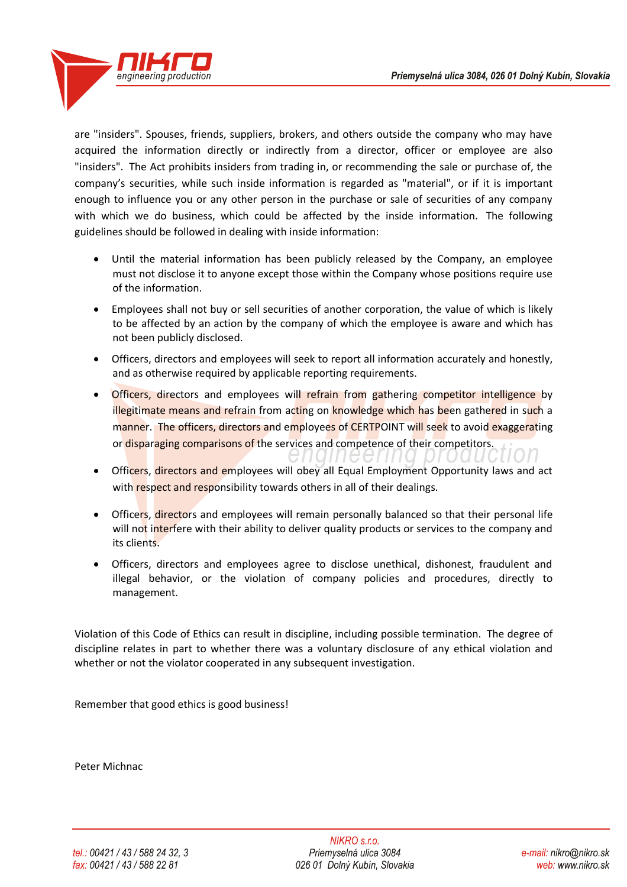are "insiders". Spouses, friends, suppliers, brokers, and others outside the company who may have acquired the information directly or indirectly from a director, officer or employee are also "insiders". The Act prohibits insiders from trading in, or recommending the sale or purchase of, the company's securities, while such inside information is regarded as "material", or if it is important enough to influence you or any other person in the purchase or sale of securities of any company with which we do business, which could be affected by the inside information. The following guidelines should be followed in dealing with inside information:

- Until the material information has been publicly released by the Company, an employee must not disclose it to anyone except those within the Company whose positions require use of the information.
- Employees shall not buy or sell securities of another corporation, the value of which is likely to be affected by an action by the company of which the employee is aware and which has not been publicly disclosed.
- Officers, directors and employees will seek to report all information accurately and honestly, and as otherwise required by applicable reporting requirements.
- Officers, directors and employees will refrain from gathering competitor intelligence by illegitimate means and refrain from acting on knowledge which has been gathered in such a manner. The officers, directors and employees of CERTPOINT will seek to avoid exaggerating or disparaging comparisons of the services and competence of their competitors.
- Officers, directors and employees will obey all Equal Employment Opportunity laws and act with respect and responsibility towards others in all of their dealings.
- Officers, directors and employees will remain personally balanced so that their personal life will not interfere with their ability to deliver quality products or services to the company and its clients.
- Officers, directors and employees agree to disclose unethical, dishonest, fraudulent and illegal behavior, or the violation of company policies and procedures, directly to management.

Violation of this Code of Ethics can result in discipline, including possible termination. The degree of discipline relates in part to whether there was a voluntary disclosure of any ethical violation and whether or not the violator cooperated in any subsequent investigation.

Remember that good ethics is good business!

Peter Michnac